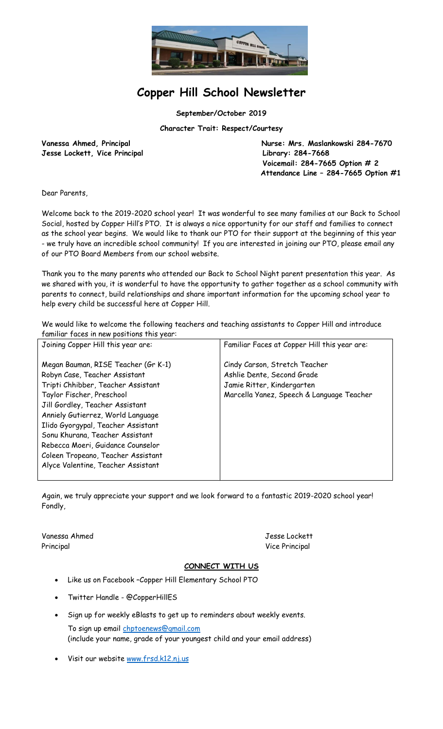# Copper Hill School Newsletter

**September/October 2019**

**Character Trait: Respect/Courtesy**

**Vanessa Ahmed, Principal**
**Jesse Lockett, Vice Principal**

**Nurse: Mrs. Maslankowski 284-7670**
**Library: 284-7668**
**Voicemail: 284-7665 Option # 2**
**Attendance Line – 284-7665 Option #1**

Dear Parents,

Welcome back to the 2019-2020 school year! It was wonderful to see many families at our Back to School Social, hosted by Copper Hill's PTO. It is always a nice opportunity for our staff and families to connect as the school year begins. We would like to thank our PTO for their support at the beginning of this year - we truly have an incredible school community! If you are interested in joining our PTO, please email any of our PTO Board Members from our school website.

Thank you to the many parents who attended our Back to School Night parent presentation this year. As we shared with you, it is wonderful to have the opportunity to gather together as a school community with parents to connect, build relationships and share important information for the upcoming school year to help every child be successful here at Copper Hill.

We would like to welcome the following teachers and teaching assistants to Copper Hill and introduce familiar faces in new positions this year:

| Joining Copper Hill this year are: | Familiar Faces at Copper Hill this year are: |
|---|---|
| Megan Bauman, RISE Teacher (Gr K-1)<br>Robyn Case, Teacher Assistant<br>Tripti Chhibber, Teacher Assistant<br>Taylor Fischer, Preschool<br>Jill Gordley, Teacher Assistant<br>Anniely Gutierrez, World Language<br>Ilido Gyorgypal, Teacher Assistant<br>Sonu Khurana, Teacher Assistant<br>Rebecca Moeri, Guidance Counselor<br>Coleen Tropeano, Teacher Assistant<br>Alyce Valentine, Teacher Assistant | Cindy Carson, Stretch Teacher<br>Ashlie Dente, Second Grade<br>Jamie Ritter, Kindergarten<br>Marcella Yanez, Speech & Language Teacher |

Again, we truly appreciate your support and we look forward to a fantastic 2019-2020 school year!
Fondly,

Vanessa Ahmed
Principal

Jesse Lockett
Vice Principal

## CONNECT WITH US

- Like us on Facebook –Copper Hill Elementary School PTO
- Twitter Handle - @CopperHillES
- Sign up for weekly eBlasts to get up to reminders about weekly events.
  To sign up email chptoenews@gmail.com
  (include your name, grade of your youngest child and your email address)
- Visit our website www.frsd.k12.nj.us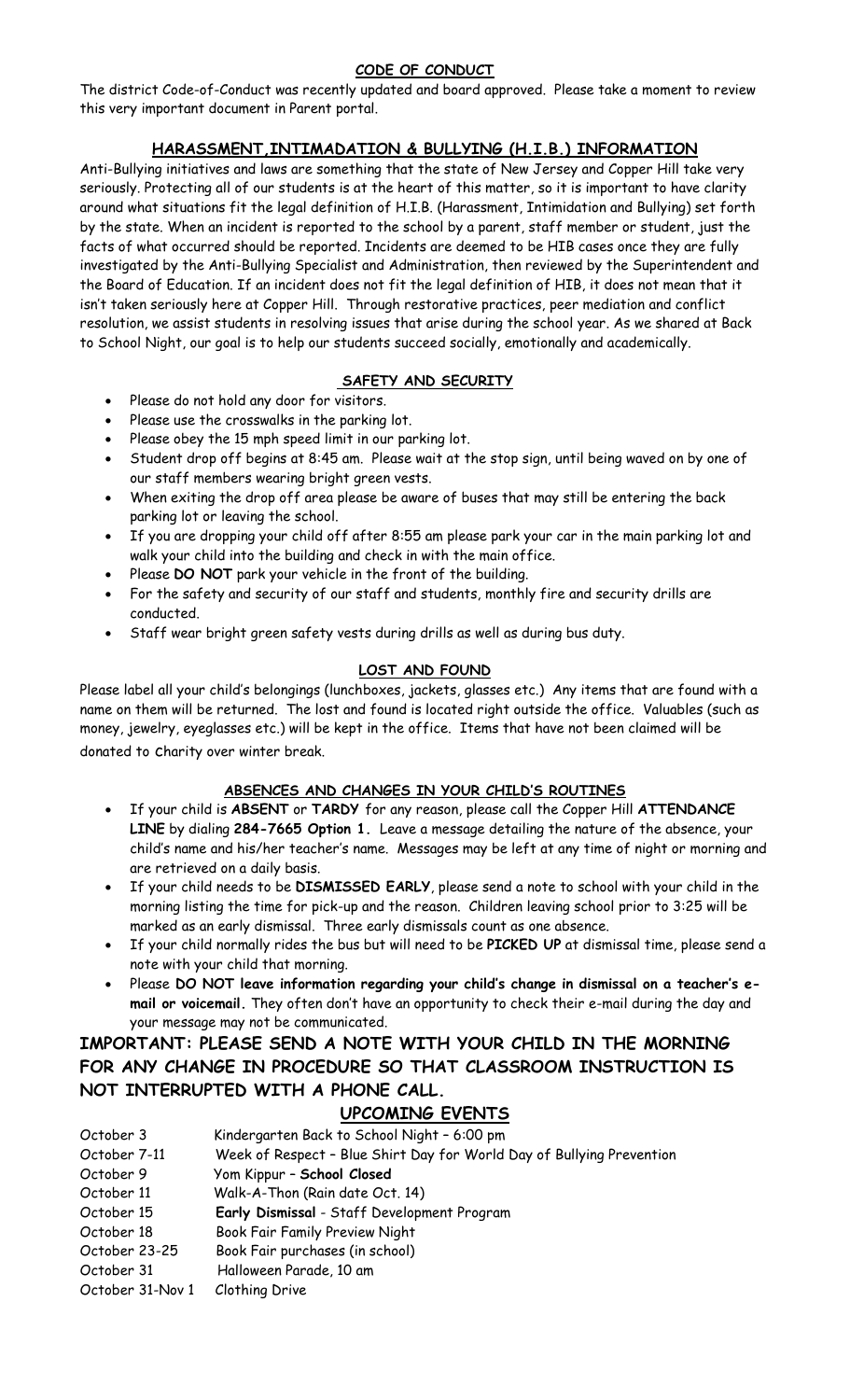## CODE OF CONDUCT

The district Code-of-Conduct was recently updated and board approved. Please take a moment to review this very important document in Parent portal.

## HARASSMENT,INTIMADATION & BULLYING (H.I.B.) INFORMATION

Anti-Bullying initiatives and laws are something that the state of New Jersey and Copper Hill take very seriously. Protecting all of our students is at the heart of this matter, so it is important to have clarity around what situations fit the legal definition of H.I.B. (Harassment, Intimidation and Bullying) set forth by the state. When an incident is reported to the school by a parent, staff member or student, just the facts of what occurred should be reported. Incidents are deemed to be HIB cases once they are fully investigated by the Anti-Bullying Specialist and Administration, then reviewed by the Superintendent and the Board of Education. If an incident does not fit the legal definition of HIB, it does not mean that it isn't taken seriously here at Copper Hill. Through restorative practices, peer mediation and conflict resolution, we assist students in resolving issues that arise during the school year. As we shared at Back to School Night, our goal is to help our students succeed socially, emotionally and academically.

## SAFETY AND SECURITY

- Please do not hold any door for visitors.
- Please use the crosswalks in the parking lot.
- Please obey the 15 mph speed limit in our parking lot.
- Student drop off begins at 8:45 am. Please wait at the stop sign, until being waved on by one of our staff members wearing bright green vests.
- When exiting the drop off area please be aware of buses that may still be entering the back parking lot or leaving the school.
- If you are dropping your child off after 8:55 am please park your car in the main parking lot and walk your child into the building and check in with the main office.
- Please **DO NOT** park your vehicle in the front of the building.
- For the safety and security of our staff and students, monthly fire and security drills are conducted.
- Staff wear bright green safety vests during drills as well as during bus duty.

## LOST AND FOUND

Please label all your child's belongings (lunchboxes, jackets, glasses etc.) Any items that are found with a name on them will be returned. The lost and found is located right outside the office. Valuables (such as money, jewelry, eyeglasses etc.) will be kept in the office. Items that have not been claimed will be donated to charity over winter break.

## ABSENCES AND CHANGES IN YOUR CHILD'S ROUTINES

- If your child is **ABSENT** or **TARDY** for any reason, please call the Copper Hill **ATTENDANCE LINE** by dialing **284-7665 Option 1.** Leave a message detailing the nature of the absence, your child's name and his/her teacher's name. Messages may be left at any time of night or morning and are retrieved on a daily basis.
- If your child needs to be **DISMISSED EARLY**, please send a note to school with your child in the morning listing the time for pick-up and the reason. Children leaving school prior to 3:25 will be marked as an early dismissal. Three early dismissals count as one absence.
- If your child normally rides the bus but will need to be **PICKED UP** at dismissal time, please send a note with your child that morning.
- Please **DO NOT leave information regarding your child's change in dismissal on a teacher's e-mail or voicemail.** They often don't have an opportunity to check their e-mail during the day and your message may not be communicated.

**IMPORTANT: PLEASE SEND A NOTE WITH YOUR CHILD IN THE MORNING FOR ANY CHANGE IN PROCEDURE SO THAT CLASSROOM INSTRUCTION IS NOT INTERRUPTED WITH A PHONE CALL.**

## UPCOMING EVENTS

| Date | Event |
|---|---|
| October 3 | Kindergarten Back to School Night – 6:00 pm |
| October 7-11 | Week of Respect – Blue Shirt Day for World Day of Bullying Prevention |
| October 9 | Yom Kippur – **School Closed** |
| October 11 | Walk-A-Thon (Rain date Oct. 14) |
| October 15 | **Early Dismissal** - Staff Development Program |
| October 18 | Book Fair Family Preview Night |
| October 23-25 | Book Fair purchases (in school) |
| October 31 | Halloween Parade, 10 am |
| October 31-Nov 1 | Clothing Drive |